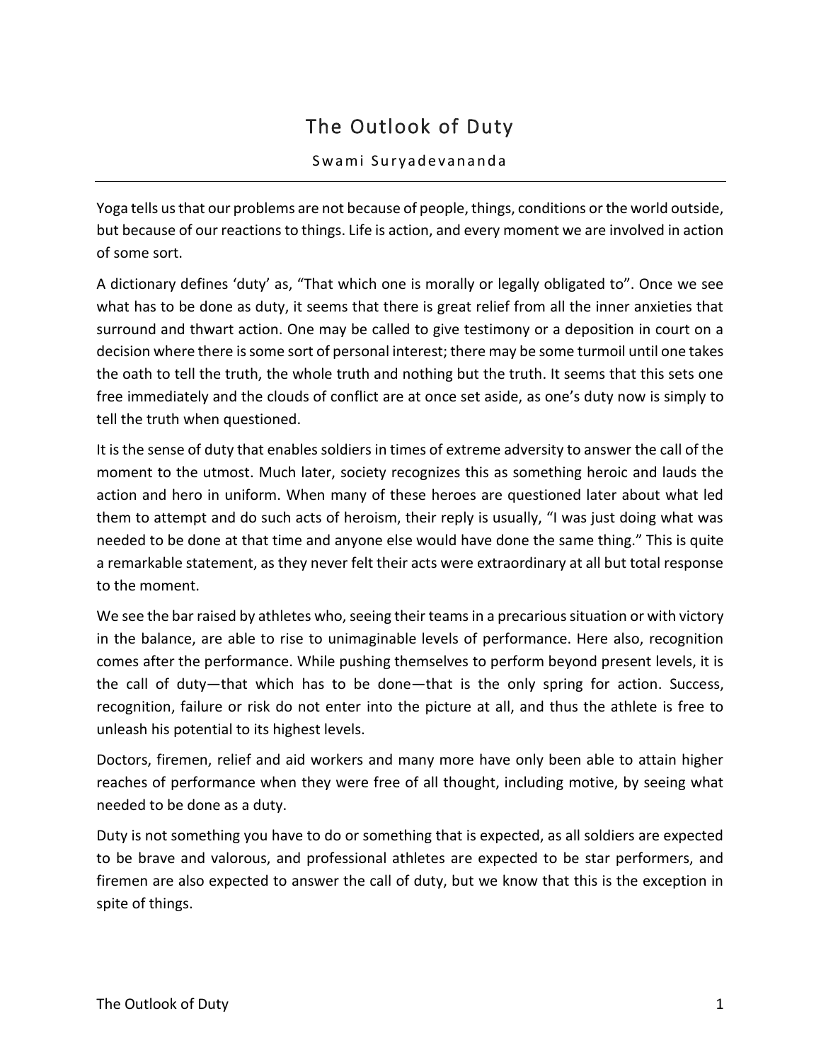# The Outlook of Duty

Swami Suryadevananda

---

Yoga tells us that our problems are not because of people, things, conditions or the world outside, but because of our reactions to things. Life is action, and every moment we are involved in action of some sort.

A dictionary defines 'duty' as, "That which one is morally or legally obligated to". Once we see what has to be done as duty, it seems that there is great relief from all the inner anxieties that surround and thwart action. One may be called to give testimony or a deposition in court on a decision where there is some sort of personal interest; there may be some turmoil until one takes the oath to tell the truth, the whole truth and nothing but the truth. It seems that this sets one free immediately and the clouds of conflict are at once set aside, as one's duty now is simply to tell the truth when questioned.

It is the sense of duty that enables soldiers in times of extreme adversity to answer the call of the moment to the utmost. Much later, society recognizes this as something heroic and lauds the action and hero in uniform. When many of these heroes are questioned later about what led them to attempt and do such acts of heroism, their reply is usually, "I was just doing what was needed to be done at that time and anyone else would have done the same thing." This is quite a remarkable statement, as they never felt their acts were extraordinary at all but total response to the moment.

We see the bar raised by athletes who, seeing their teams in a precarious situation or with victory in the balance, are able to rise to unimaginable levels of performance. Here also, recognition comes after the performance. While pushing themselves to perform beyond present levels, it is the call of duty—that which has to be done—that is the only spring for action. Success, recognition, failure or risk do not enter into the picture at all, and thus the athlete is free to unleash his potential to its highest levels.

Doctors, firemen, relief and aid workers and many more have only been able to attain higher reaches of performance when they were free of all thought, including motive, by seeing what needed to be done as a duty.

Duty is not something you have to do or something that is expected, as all soldiers are expected to be brave and valorous, and professional athletes are expected to be star performers, and firemen are also expected to answer the call of duty, but we know that this is the exception in spite of things.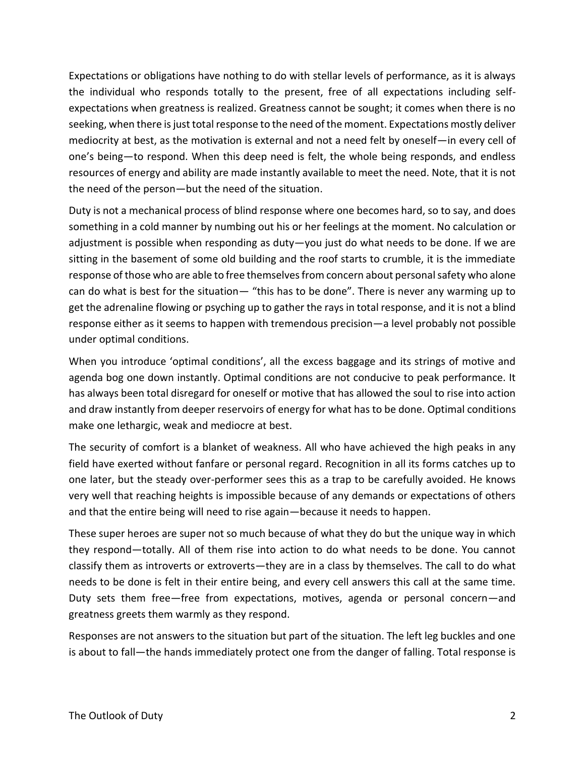Expectations or obligations have nothing to do with stellar levels of performance, as it is always the individual who responds totally to the present, free of all expectations including self-expectations when greatness is realized. Greatness cannot be sought; it comes when there is no seeking, when there is just total response to the need of the moment. Expectations mostly deliver mediocrity at best, as the motivation is external and not a need felt by oneself—in every cell of one's being—to respond. When this deep need is felt, the whole being responds, and endless resources of energy and ability are made instantly available to meet the need. Note, that it is not the need of the person—but the need of the situation.

Duty is not a mechanical process of blind response where one becomes hard, so to say, and does something in a cold manner by numbing out his or her feelings at the moment. No calculation or adjustment is possible when responding as duty—you just do what needs to be done. If we are sitting in the basement of some old building and the roof starts to crumble, it is the immediate response of those who are able to free themselves from concern about personal safety who alone can do what is best for the situation— "this has to be done". There is never any warming up to get the adrenaline flowing or psyching up to gather the rays in total response, and it is not a blind response either as it seems to happen with tremendous precision—a level probably not possible under optimal conditions.

When you introduce 'optimal conditions', all the excess baggage and its strings of motive and agenda bog one down instantly. Optimal conditions are not conducive to peak performance. It has always been total disregard for oneself or motive that has allowed the soul to rise into action and draw instantly from deeper reservoirs of energy for what has to be done. Optimal conditions make one lethargic, weak and mediocre at best.

The security of comfort is a blanket of weakness. All who have achieved the high peaks in any field have exerted without fanfare or personal regard. Recognition in all its forms catches up to one later, but the steady over-performer sees this as a trap to be carefully avoided. He knows very well that reaching heights is impossible because of any demands or expectations of others and that the entire being will need to rise again—because it needs to happen.

These super heroes are super not so much because of what they do but the unique way in which they respond—totally. All of them rise into action to do what needs to be done. You cannot classify them as introverts or extroverts—they are in a class by themselves. The call to do what needs to be done is felt in their entire being, and every cell answers this call at the same time. Duty sets them free—free from expectations, motives, agenda or personal concern—and greatness greets them warmly as they respond.

Responses are not answers to the situation but part of the situation. The left leg buckles and one is about to fall—the hands immediately protect one from the danger of falling. Total response is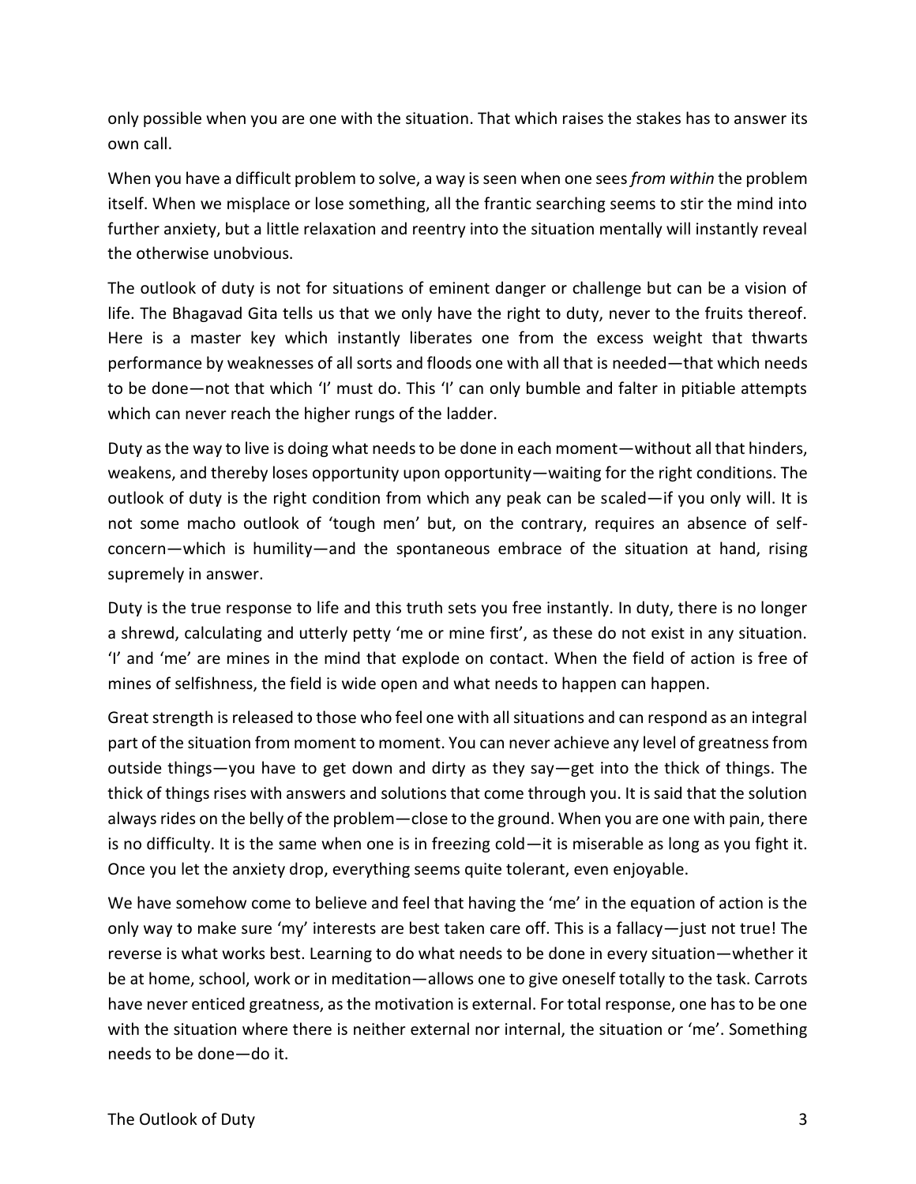only possible when you are one with the situation. That which raises the stakes has to answer its own call.

When you have a difficult problem to solve, a way is seen when one sees *from within* the problem itself. When we misplace or lose something, all the frantic searching seems to stir the mind into further anxiety, but a little relaxation and reentry into the situation mentally will instantly reveal the otherwise unobvious.

The outlook of duty is not for situations of eminent danger or challenge but can be a vision of life. The Bhagavad Gita tells us that we only have the right to duty, never to the fruits thereof. Here is a master key which instantly liberates one from the excess weight that thwarts performance by weaknesses of all sorts and floods one with all that is needed—that which needs to be done—not that which 'I' must do. This 'I' can only bumble and falter in pitiable attempts which can never reach the higher rungs of the ladder.

Duty as the way to live is doing what needs to be done in each moment—without all that hinders, weakens, and thereby loses opportunity upon opportunity—waiting for the right conditions. The outlook of duty is the right condition from which any peak can be scaled—if you only will. It is not some macho outlook of 'tough men' but, on the contrary, requires an absence of self-concern—which is humility—and the spontaneous embrace of the situation at hand, rising supremely in answer.

Duty is the true response to life and this truth sets you free instantly. In duty, there is no longer a shrewd, calculating and utterly petty 'me or mine first', as these do not exist in any situation. 'I' and 'me' are mines in the mind that explode on contact. When the field of action is free of mines of selfishness, the field is wide open and what needs to happen can happen.

Great strength is released to those who feel one with all situations and can respond as an integral part of the situation from moment to moment. You can never achieve any level of greatness from outside things—you have to get down and dirty as they say—get into the thick of things. The thick of things rises with answers and solutions that come through you. It is said that the solution always rides on the belly of the problem—close to the ground. When you are one with pain, there is no difficulty. It is the same when one is in freezing cold—it is miserable as long as you fight it. Once you let the anxiety drop, everything seems quite tolerant, even enjoyable.

We have somehow come to believe and feel that having the 'me' in the equation of action is the only way to make sure 'my' interests are best taken care off. This is a fallacy—just not true! The reverse is what works best. Learning to do what needs to be done in every situation—whether it be at home, school, work or in meditation—allows one to give oneself totally to the task. Carrots have never enticed greatness, as the motivation is external. For total response, one has to be one with the situation where there is neither external nor internal, the situation or 'me'. Something needs to be done—do it.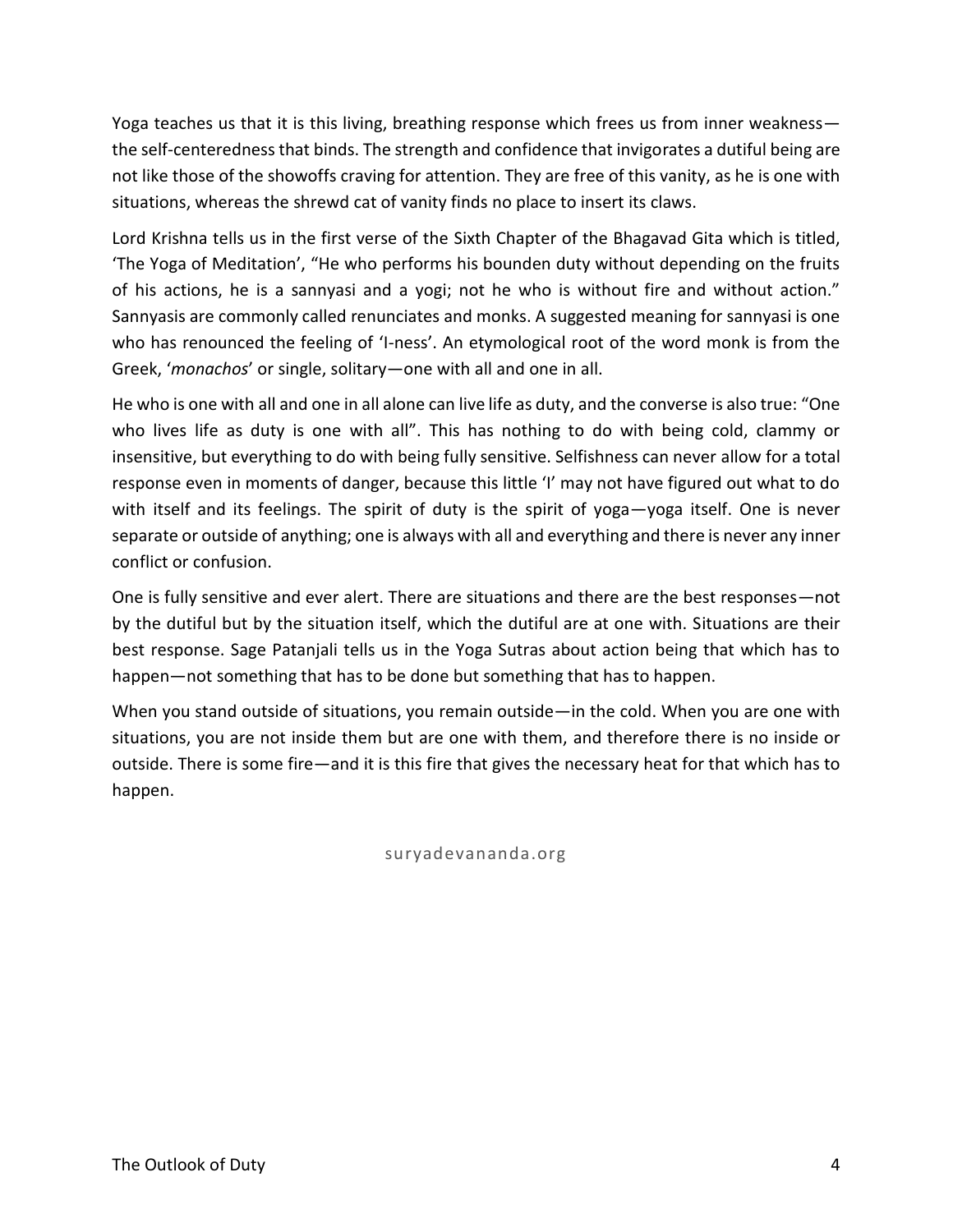Yoga teaches us that it is this living, breathing response which frees us from inner weakness—the self-centeredness that binds. The strength and confidence that invigorates a dutiful being are not like those of the showoffs craving for attention. They are free of this vanity, as he is one with situations, whereas the shrewd cat of vanity finds no place to insert its claws.

Lord Krishna tells us in the first verse of the Sixth Chapter of the Bhagavad Gita which is titled, 'The Yoga of Meditation', "He who performs his bounden duty without depending on the fruits of his actions, he is a sannyasi and a yogi; not he who is without fire and without action." Sannyasis are commonly called renunciates and monks. A suggested meaning for sannyasi is one who has renounced the feeling of 'I-ness'. An etymological root of the word monk is from the Greek, '*monachos*' or single, solitary—one with all and one in all.

He who is one with all and one in all alone can live life as duty, and the converse is also true: "One who lives life as duty is one with all". This has nothing to do with being cold, clammy or insensitive, but everything to do with being fully sensitive. Selfishness can never allow for a total response even in moments of danger, because this little 'I' may not have figured out what to do with itself and its feelings. The spirit of duty is the spirit of yoga—yoga itself. One is never separate or outside of anything; one is always with all and everything and there is never any inner conflict or confusion.

One is fully sensitive and ever alert. There are situations and there are the best responses—not by the dutiful but by the situation itself, which the dutiful are at one with. Situations are their best response. Sage Patanjali tells us in the Yoga Sutras about action being that which has to happen—not something that has to be done but something that has to happen.

When you stand outside of situations, you remain outside—in the cold. When you are one with situations, you are not inside them but are one with them, and therefore there is no inside or outside. There is some fire—and it is this fire that gives the necessary heat for that which has to happen.

suryadevananda.org